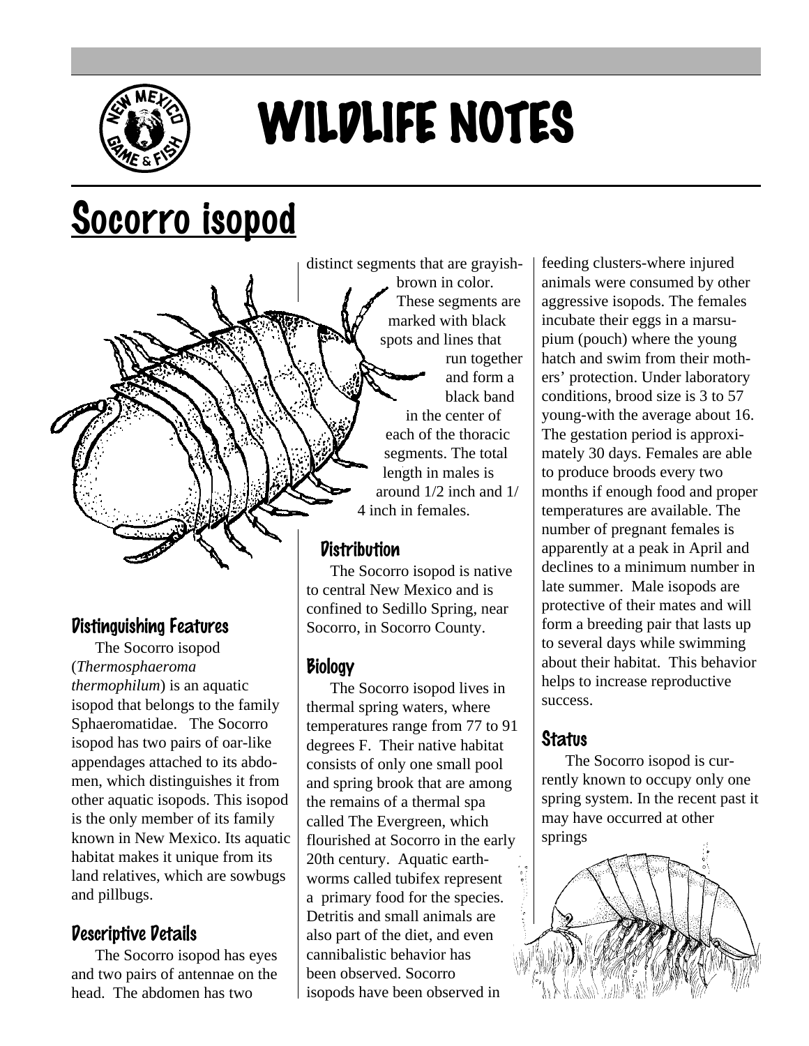# WILDLIFE NOTES

## Socorro isopod

### Distinguishing Features

The Socorro isopod (*Thermosphaeroma thermophilum*) is an aquatic isopod that belongs to the family Sphaeromatidae. The Socorro isopod has two pairs of oar-like appendages attached to its abdomen, which distinguishes it from other aquatic isopods. This isopod is the only member of its family known in New Mexico. Its aquatic habitat makes it unique from its land relatives, which are sowbugs and pillbugs.

### Descriptive Details

The Socorro isopod has eyes and two pairs of antennae on the head. The abdomen has two distinct segments that are grayish-brown in color. These segments are marked with black spots and lines that run together and form a black band in the center of each of the thoracic segments. The total length in males is around 1/2 inch and 1/4 inch in females.

### Distribution

The Socorro isopod is native to central New Mexico and is confined to Sedillo Spring, near Socorro, in Socorro County.

### Biology

The Socorro isopod lives in thermal spring waters, where temperatures range from 77 to 91 degrees F. Their native habitat consists of only one small pool and spring brook that are among the remains of a thermal spa called The Evergreen, which flourished at Socorro in the early 20th century. Aquatic earthworms called tubifex represent a primary food for the species. Detritis and small animals are also part of the diet, and even cannibalistic behavior has been observed. Socorro isopods have been observed in feeding clusters-where injured animals were consumed by other aggressive isopods. The females incubate their eggs in a marsupium (pouch) where the young hatch and swim from their mothers' protection. Under laboratory conditions, brood size is 3 to 57 young-with the average about 16. The gestation period is approximately 30 days. Females are able to produce broods every two months if enough food and proper temperatures are available. The number of pregnant females is apparently at a peak in April and declines to a minimum number in late summer. Male isopods are protective of their mates and will form a breeding pair that lasts up to several days while swimming about their habitat. This behavior helps to increase reproductive success.

### Status

The Socorro isopod is currently known to occupy only one spring system. In the recent past it may have occurred at other springs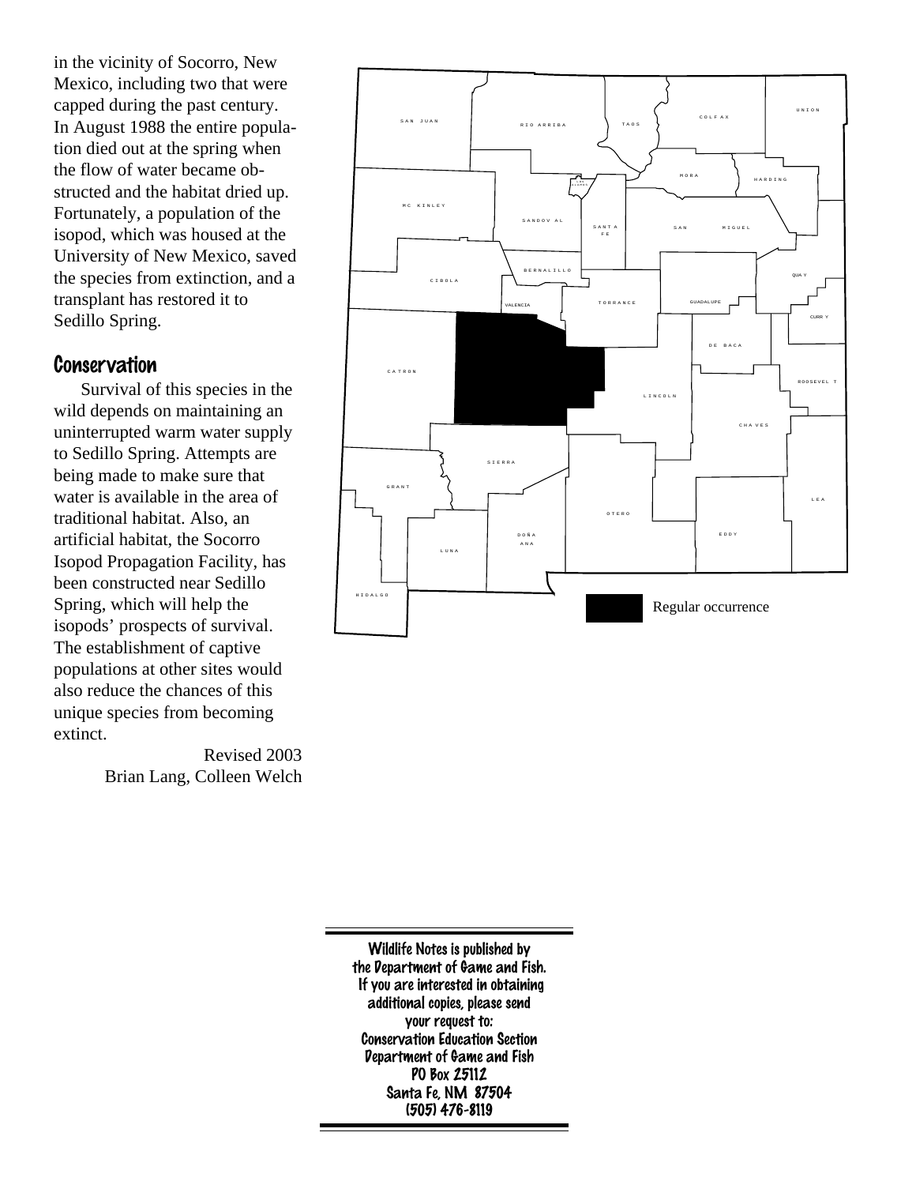in the vicinity of Socorro, New Mexico, including two that were capped during the past century. In August 1988 the entire population died out at the spring when the flow of water became obstructed and the habitat dried up. Fortunately, a population of the isopod, which was housed at the University of New Mexico, saved the species from extinction, and a transplant has restored it to Sedillo Spring.

## Conservation

Survival of this species in the wild depends on maintaining an uninterrupted warm water supply to Sedillo Spring. Attempts are being made to make sure that water is available in the area of traditional habitat. Also, an artificial habitat, the Socorro Isopod Propagation Facility, has been constructed near Sedillo Spring, which will help the isopods' prospects of survival. The establishment of captive populations at other sites would also reduce the chances of this unique species from becoming extinct.

Revised 2003
Brian Lang, Colleen Welch

SAN JUAN
RIO ARRIBA
TAOS
COLFAX
UNION
MORA
HARDING
LOS ALAMOS
MC KINLEY
SANDOVAL
SANTA FE
SAN MIGUEL
BERNALILLO
CIBOLA
QUAY
VALENCIA
TORRANCE
GUADALUPE
CURRY
DE BACA
CATRON
LINCOLN
ROOSEVELT
CHAVES
SIERRA
GRANT
LEA
OTERO
DOÑA ANA
EDDY
LUNA
HIDALGO
Regular occurrence

**Wildlife Notes is published by the Department of Game and Fish. If you are interested in obtaining additional copies, please send your request to:**
**Conservation Education Section**
**Department of Game and Fish**
**PO Box 25112**
**Santa Fe, NM 87504**
**(505) 476-8119**